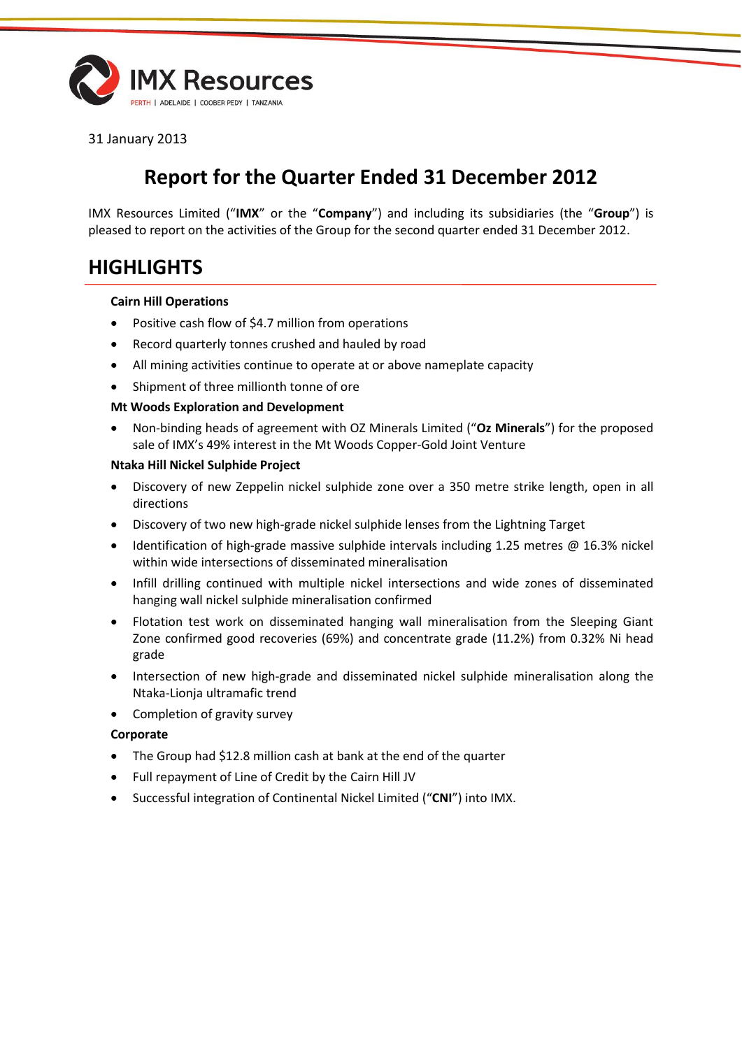IMX Resources

PERTH | ADELAIDE | COOBER PEDY | TANZANIA

31 January 2013

# Report for the Quarter Ended 31 December 2012

IMX Resources Limited ("**IMX**" or the "**Company**") and including its subsidiaries (the "**Group**") is pleased to report on the activities of the Group for the second quarter ended 31 December 2012.

## HIGHLIGHTS

### Cairn Hill Operations

- Positive cash flow of $4.7 million from operations
- Record quarterly tonnes crushed and hauled by road
- All mining activities continue to operate at or above nameplate capacity
- Shipment of three millionth tonne of ore

### Mt Woods Exploration and Development

- Non-binding heads of agreement with OZ Minerals Limited ("**Oz Minerals**") for the proposed sale of IMX's 49% interest in the Mt Woods Copper-Gold Joint Venture

### Ntaka Hill Nickel Sulphide Project

- Discovery of new Zeppelin nickel sulphide zone over a 350 metre strike length, open in all directions
- Discovery of two new high-grade nickel sulphide lenses from the Lightning Target
- Identification of high-grade massive sulphide intervals including 1.25 metres @ 16.3% nickel within wide intersections of disseminated mineralisation
- Infill drilling continued with multiple nickel intersections and wide zones of disseminated hanging wall nickel sulphide mineralisation confirmed
- Flotation test work on disseminated hanging wall mineralisation from the Sleeping Giant Zone confirmed good recoveries (69%) and concentrate grade (11.2%) from 0.32% Ni head grade
- Intersection of new high-grade and disseminated nickel sulphide mineralisation along the Ntaka-Lionja ultramafic trend
- Completion of gravity survey

### Corporate

- The Group had $12.8 million cash at bank at the end of the quarter
- Full repayment of Line of Credit by the Cairn Hill JV
- Successful integration of Continental Nickel Limited ("**CNI**") into IMX.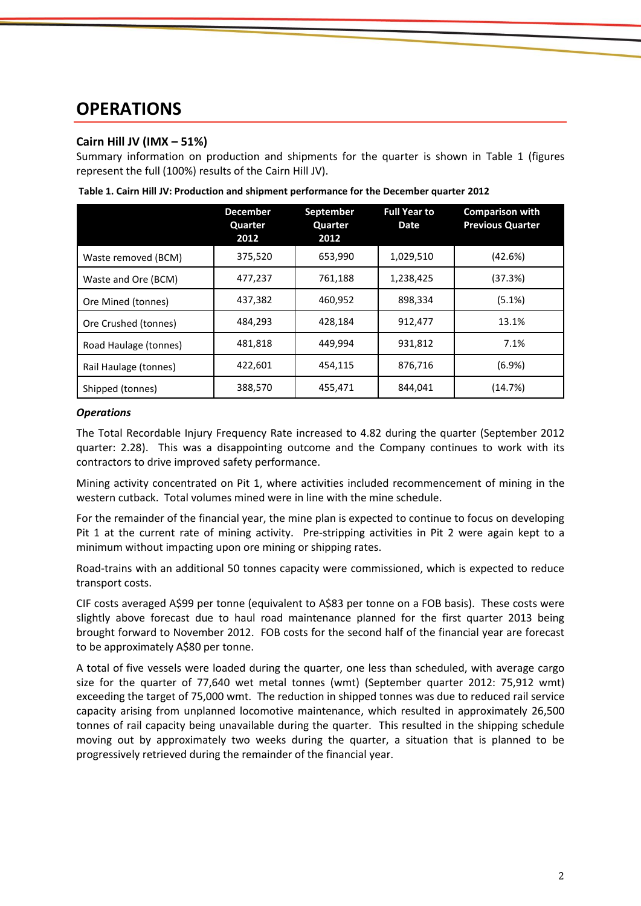# OPERATIONS

## Cairn Hill JV (IMX – 51%)

Summary information on production and shipments for the quarter is shown in Table 1 (figures represent the full (100%) results of the Cairn Hill JV).

**Table 1. Cairn Hill JV: Production and shipment performance for the December quarter 2012**

| | December Quarter 2012 | September Quarter 2012 | Full Year to Date | Comparison with Previous Quarter |
|---|---|---|---|---|
| Waste removed (BCM) | 375,520 | 653,990 | 1,029,510 | (42.6%) |
| Waste and Ore (BCM) | 477,237 | 761,188 | 1,238,425 | (37.3%) |
| Ore Mined (tonnes) | 437,382 | 460,952 | 898,334 | (5.1%) |
| Ore Crushed (tonnes) | 484,293 | 428,184 | 912,477 | 13.1% |
| Road Haulage (tonnes) | 481,818 | 449,994 | 931,812 | 7.1% |
| Rail Haulage (tonnes) | 422,601 | 454,115 | 876,716 | (6.9%) |
| Shipped (tonnes) | 388,570 | 455,471 | 844,041 | (14.7%) |

***Operations***

The Total Recordable Injury Frequency Rate increased to 4.82 during the quarter (September 2012 quarter: 2.28). This was a disappointing outcome and the Company continues to work with its contractors to drive improved safety performance.

Mining activity concentrated on Pit 1, where activities included recommencement of mining in the western cutback. Total volumes mined were in line with the mine schedule.

For the remainder of the financial year, the mine plan is expected to continue to focus on developing Pit 1 at the current rate of mining activity. Pre-stripping activities in Pit 2 were again kept to a minimum without impacting upon ore mining or shipping rates.

Road-trains with an additional 50 tonnes capacity were commissioned, which is expected to reduce transport costs.

CIF costs averaged A$99 per tonne (equivalent to A$83 per tonne on a FOB basis). These costs were slightly above forecast due to haul road maintenance planned for the first quarter 2013 being brought forward to November 2012. FOB costs for the second half of the financial year are forecast to be approximately A$80 per tonne.

A total of five vessels were loaded during the quarter, one less than scheduled, with average cargo size for the quarter of 77,640 wet metal tonnes (wmt) (September quarter 2012: 75,912 wmt) exceeding the target of 75,000 wmt. The reduction in shipped tonnes was due to reduced rail service capacity arising from unplanned locomotive maintenance, which resulted in approximately 26,500 tonnes of rail capacity being unavailable during the quarter. This resulted in the shipping schedule moving out by approximately two weeks during the quarter, a situation that is planned to be progressively retrieved during the remainder of the financial year.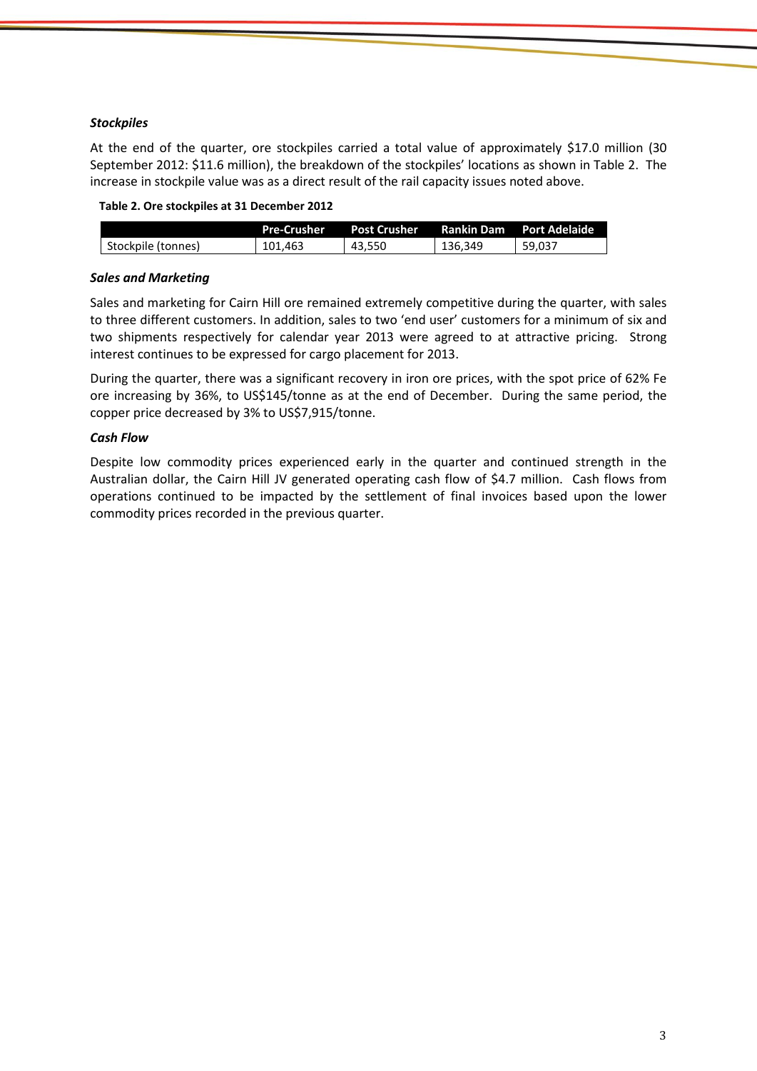### *Stockpiles*

At the end of the quarter, ore stockpiles carried a total value of approximately $17.0 million (30 September 2012: $11.6 million), the breakdown of the stockpiles' locations as shown in Table 2. The increase in stockpile value was as a direct result of the rail capacity issues noted above.

**Table 2. Ore stockpiles at 31 December 2012**

| | Pre-Crusher | Post Crusher | Rankin Dam | Port Adelaide |
|---|---|---|---|---|
| Stockpile (tonnes) | 101,463 | 43,550 | 136,349 | 59,037 |

### *Sales and Marketing*

Sales and marketing for Cairn Hill ore remained extremely competitive during the quarter, with sales to three different customers. In addition, sales to two 'end user' customers for a minimum of six and two shipments respectively for calendar year 2013 were agreed to at attractive pricing. Strong interest continues to be expressed for cargo placement for 2013.

During the quarter, there was a significant recovery in iron ore prices, with the spot price of 62% Fe ore increasing by 36%, to US$145/tonne as at the end of December. During the same period, the copper price decreased by 3% to US$7,915/tonne.

### *Cash Flow*

Despite low commodity prices experienced early in the quarter and continued strength in the Australian dollar, the Cairn Hill JV generated operating cash flow of $4.7 million. Cash flows from operations continued to be impacted by the settlement of final invoices based upon the lower commodity prices recorded in the previous quarter.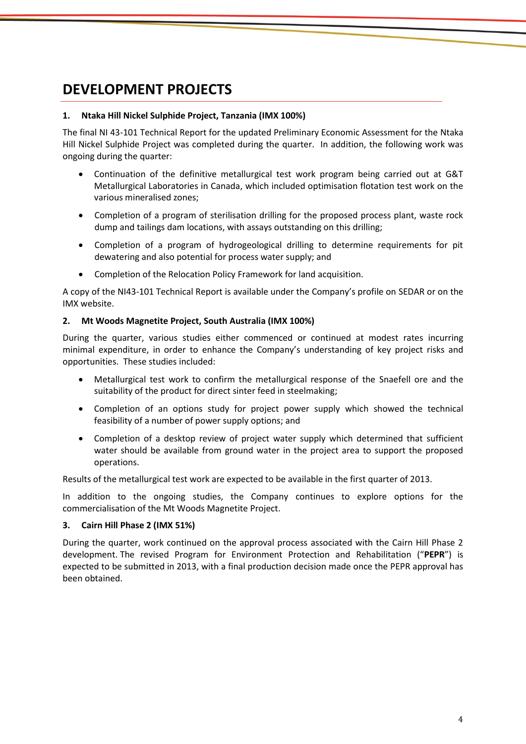# DEVELOPMENT PROJECTS

### 1. Ntaka Hill Nickel Sulphide Project, Tanzania (IMX 100%)

The final NI 43-101 Technical Report for the updated Preliminary Economic Assessment for the Ntaka Hill Nickel Sulphide Project was completed during the quarter. In addition, the following work was ongoing during the quarter:

- Continuation of the definitive metallurgical test work program being carried out at G&T Metallurgical Laboratories in Canada, which included optimisation flotation test work on the various mineralised zones;
- Completion of a program of sterilisation drilling for the proposed process plant, waste rock dump and tailings dam locations, with assays outstanding on this drilling;
- Completion of a program of hydrogeological drilling to determine requirements for pit dewatering and also potential for process water supply; and
- Completion of the Relocation Policy Framework for land acquisition.

A copy of the NI43-101 Technical Report is available under the Company's profile on SEDAR or on the IMX website.

### 2. Mt Woods Magnetite Project, South Australia (IMX 100%)

During the quarter, various studies either commenced or continued at modest rates incurring minimal expenditure, in order to enhance the Company's understanding of key project risks and opportunities. These studies included:

- Metallurgical test work to confirm the metallurgical response of the Snaefell ore and the suitability of the product for direct sinter feed in steelmaking;
- Completion of an options study for project power supply which showed the technical feasibility of a number of power supply options; and
- Completion of a desktop review of project water supply which determined that sufficient water should be available from ground water in the project area to support the proposed operations.

Results of the metallurgical test work are expected to be available in the first quarter of 2013.

In addition to the ongoing studies, the Company continues to explore options for the commercialisation of the Mt Woods Magnetite Project.

### 3. Cairn Hill Phase 2 (IMX 51%)

During the quarter, work continued on the approval process associated with the Cairn Hill Phase 2 development. The revised Program for Environment Protection and Rehabilitation ("**PEPR**") is expected to be submitted in 2013, with a final production decision made once the PEPR approval has been obtained.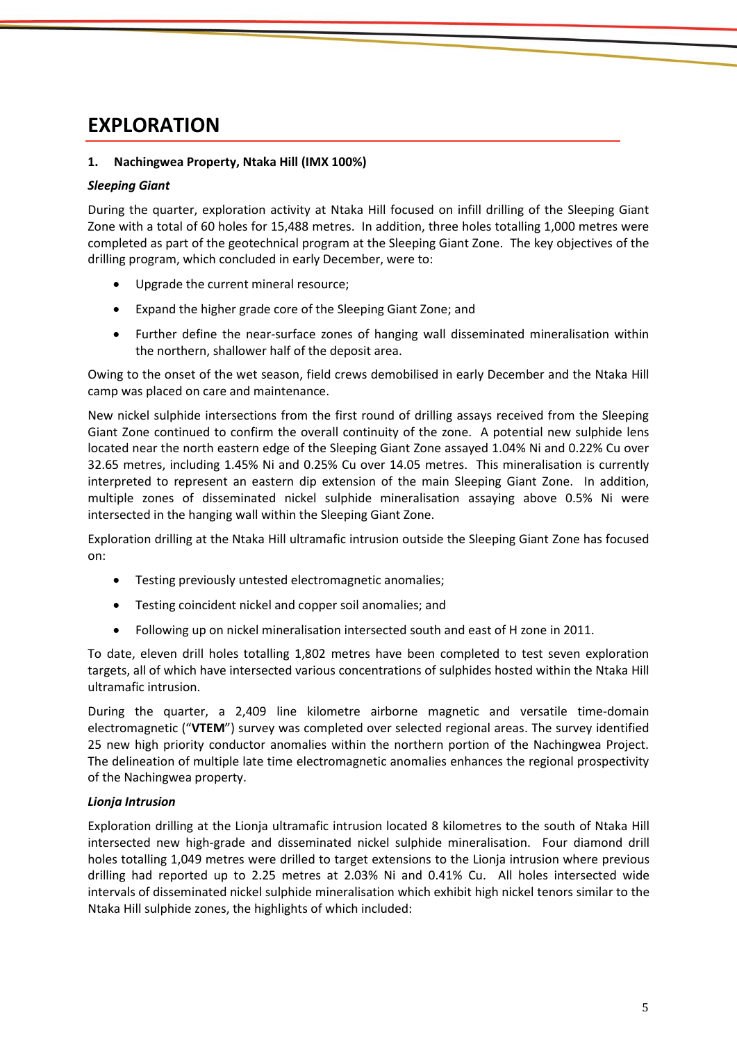# EXPLORATION

**1. Nachingwea Property, Ntaka Hill (IMX 100%)**

***Sleeping Giant***

During the quarter, exploration activity at Ntaka Hill focused on infill drilling of the Sleeping Giant Zone with a total of 60 holes for 15,488 metres. In addition, three holes totalling 1,000 metres were completed as part of the geotechnical program at the Sleeping Giant Zone. The key objectives of the drilling program, which concluded in early December, were to:

- Upgrade the current mineral resource;
- Expand the higher grade core of the Sleeping Giant Zone; and
- Further define the near-surface zones of hanging wall disseminated mineralisation within the northern, shallower half of the deposit area.

Owing to the onset of the wet season, field crews demobilised in early December and the Ntaka Hill camp was placed on care and maintenance.

New nickel sulphide intersections from the first round of drilling assays received from the Sleeping Giant Zone continued to confirm the overall continuity of the zone. A potential new sulphide lens located near the north eastern edge of the Sleeping Giant Zone assayed 1.04% Ni and 0.22% Cu over 32.65 metres, including 1.45% Ni and 0.25% Cu over 14.05 metres. This mineralisation is currently interpreted to represent an eastern dip extension of the main Sleeping Giant Zone. In addition, multiple zones of disseminated nickel sulphide mineralisation assaying above 0.5% Ni were intersected in the hanging wall within the Sleeping Giant Zone.

Exploration drilling at the Ntaka Hill ultramafic intrusion outside the Sleeping Giant Zone has focused on:

- Testing previously untested electromagnetic anomalies;
- Testing coincident nickel and copper soil anomalies; and
- Following up on nickel mineralisation intersected south and east of H zone in 2011.

To date, eleven drill holes totalling 1,802 metres have been completed to test seven exploration targets, all of which have intersected various concentrations of sulphides hosted within the Ntaka Hill ultramafic intrusion.

During the quarter, a 2,409 line kilometre airborne magnetic and versatile time-domain electromagnetic ("**VTEM**") survey was completed over selected regional areas. The survey identified 25 new high priority conductor anomalies within the northern portion of the Nachingwea Project. The delineation of multiple late time electromagnetic anomalies enhances the regional prospectivity of the Nachingwea property.

***Lionja Intrusion***

Exploration drilling at the Lionja ultramafic intrusion located 8 kilometres to the south of Ntaka Hill intersected new high-grade and disseminated nickel sulphide mineralisation. Four diamond drill holes totalling 1,049 metres were drilled to target extensions to the Lionja intrusion where previous drilling had reported up to 2.25 metres at 2.03% Ni and 0.41% Cu. All holes intersected wide intervals of disseminated nickel sulphide mineralisation which exhibit high nickel tenors similar to the Ntaka Hill sulphide zones, the highlights of which included: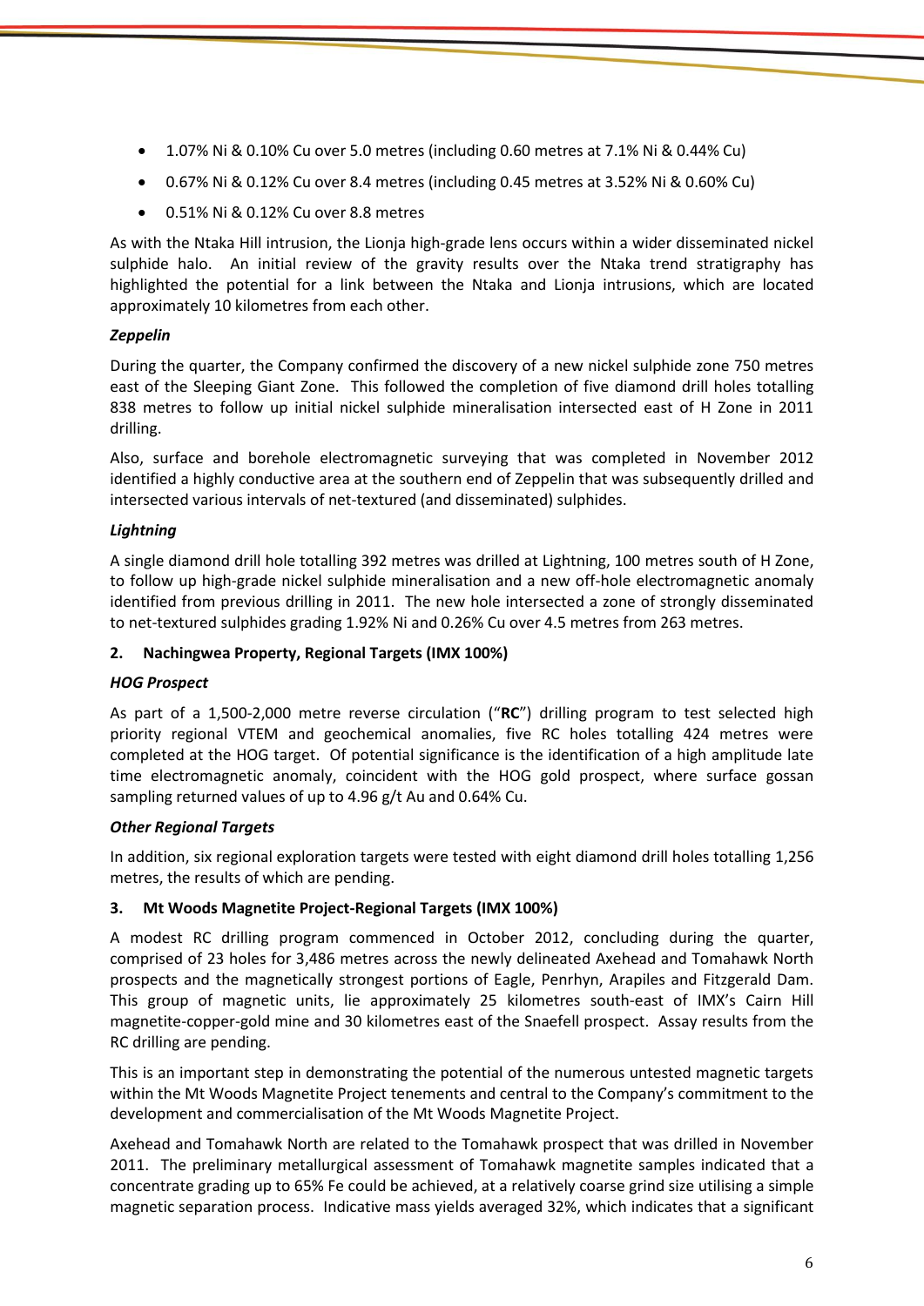- 1.07% Ni & 0.10% Cu over 5.0 metres (including 0.60 metres at 7.1% Ni & 0.44% Cu)
- 0.67% Ni & 0.12% Cu over 8.4 metres (including 0.45 metres at 3.52% Ni & 0.60% Cu)
- 0.51% Ni & 0.12% Cu over 8.8 metres

As with the Ntaka Hill intrusion, the Lionja high-grade lens occurs within a wider disseminated nickel sulphide halo. An initial review of the gravity results over the Ntaka trend stratigraphy has highlighted the potential for a link between the Ntaka and Lionja intrusions, which are located approximately 10 kilometres from each other.

***Zeppelin***

During the quarter, the Company confirmed the discovery of a new nickel sulphide zone 750 metres east of the Sleeping Giant Zone. This followed the completion of five diamond drill holes totalling 838 metres to follow up initial nickel sulphide mineralisation intersected east of H Zone in 2011 drilling.

Also, surface and borehole electromagnetic surveying that was completed in November 2012 identified a highly conductive area at the southern end of Zeppelin that was subsequently drilled and intersected various intervals of net-textured (and disseminated) sulphides.

***Lightning***

A single diamond drill hole totalling 392 metres was drilled at Lightning, 100 metres south of H Zone, to follow up high-grade nickel sulphide mineralisation and a new off-hole electromagnetic anomaly identified from previous drilling in 2011. The new hole intersected a zone of strongly disseminated to net-textured sulphides grading 1.92% Ni and 0.26% Cu over 4.5 metres from 263 metres.

**2. Nachingwea Property, Regional Targets (IMX 100%)**

***HOG Prospect***

As part of a 1,500-2,000 metre reverse circulation ("**RC**") drilling program to test selected high priority regional VTEM and geochemical anomalies, five RC holes totalling 424 metres were completed at the HOG target. Of potential significance is the identification of a high amplitude late time electromagnetic anomaly, coincident with the HOG gold prospect, where surface gossan sampling returned values of up to 4.96 g/t Au and 0.64% Cu.

***Other Regional Targets***

In addition, six regional exploration targets were tested with eight diamond drill holes totalling 1,256 metres, the results of which are pending.

**3. Mt Woods Magnetite Project-Regional Targets (IMX 100%)**

A modest RC drilling program commenced in October 2012, concluding during the quarter, comprised of 23 holes for 3,486 metres across the newly delineated Axehead and Tomahawk North prospects and the magnetically strongest portions of Eagle, Penrhyn, Arapiles and Fitzgerald Dam. This group of magnetic units, lie approximately 25 kilometres south-east of IMX's Cairn Hill magnetite-copper-gold mine and 30 kilometres east of the Snaefell prospect. Assay results from the RC drilling are pending.

This is an important step in demonstrating the potential of the numerous untested magnetic targets within the Mt Woods Magnetite Project tenements and central to the Company's commitment to the development and commercialisation of the Mt Woods Magnetite Project.

Axehead and Tomahawk North are related to the Tomahawk prospect that was drilled in November 2011. The preliminary metallurgical assessment of Tomahawk magnetite samples indicated that a concentrate grading up to 65% Fe could be achieved, at a relatively coarse grind size utilising a simple magnetic separation process. Indicative mass yields averaged 32%, which indicates that a significant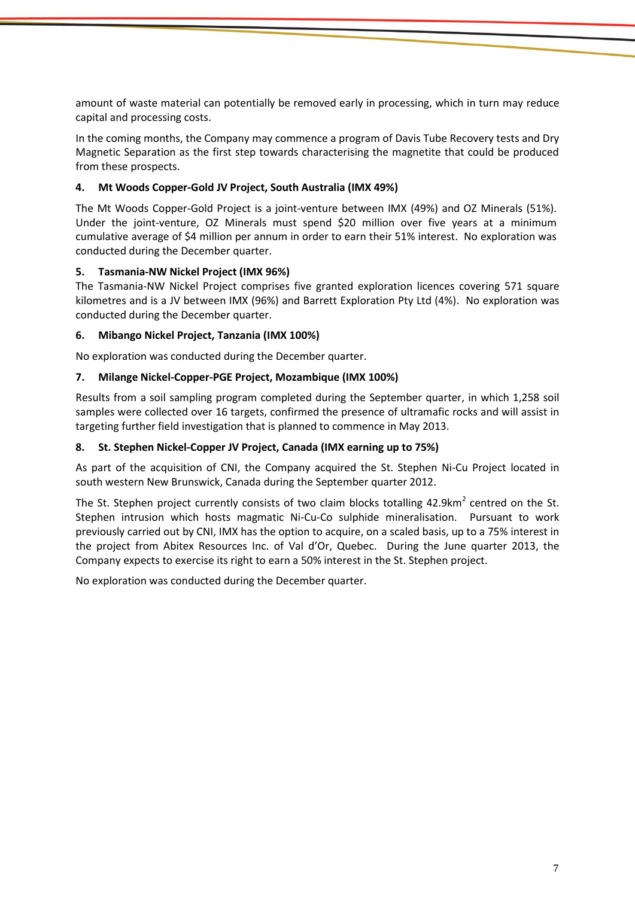amount of waste material can potentially be removed early in processing, which in turn may reduce capital and processing costs.

In the coming months, the Company may commence a program of Davis Tube Recovery tests and Dry Magnetic Separation as the first step towards characterising the magnetite that could be produced from these prospects.

### 4. Mt Woods Copper-Gold JV Project, South Australia (IMX 49%)

The Mt Woods Copper-Gold Project is a joint-venture between IMX (49%) and OZ Minerals (51%). Under the joint-venture, OZ Minerals must spend $20 million over five years at a minimum cumulative average of $4 million per annum in order to earn their 51% interest. No exploration was conducted during the December quarter.

### 5. Tasmania-NW Nickel Project (IMX 96%)

The Tasmania-NW Nickel Project comprises five granted exploration licences covering 571 square kilometres and is a JV between IMX (96%) and Barrett Exploration Pty Ltd (4%). No exploration was conducted during the December quarter.

### 6. Mibango Nickel Project, Tanzania (IMX 100%)

No exploration was conducted during the December quarter.

### 7. Milange Nickel-Copper-PGE Project, Mozambique (IMX 100%)

Results from a soil sampling program completed during the September quarter, in which 1,258 soil samples were collected over 16 targets, confirmed the presence of ultramafic rocks and will assist in targeting further field investigation that is planned to commence in May 2013.

### 8. St. Stephen Nickel-Copper JV Project, Canada (IMX earning up to 75%)

As part of the acquisition of CNI, the Company acquired the St. Stephen Ni-Cu Project located in south western New Brunswick, Canada during the September quarter 2012.

The St. Stephen project currently consists of two claim blocks totalling 42.9km$^2$ centred on the St. Stephen intrusion which hosts magmatic Ni-Cu-Co sulphide mineralisation. Pursuant to work previously carried out by CNI, IMX has the option to acquire, on a scaled basis, up to a 75% interest in the project from Abitex Resources Inc. of Val d'Or, Quebec. During the June quarter 2013, the Company expects to exercise its right to earn a 50% interest in the St. Stephen project.

No exploration was conducted during the December quarter.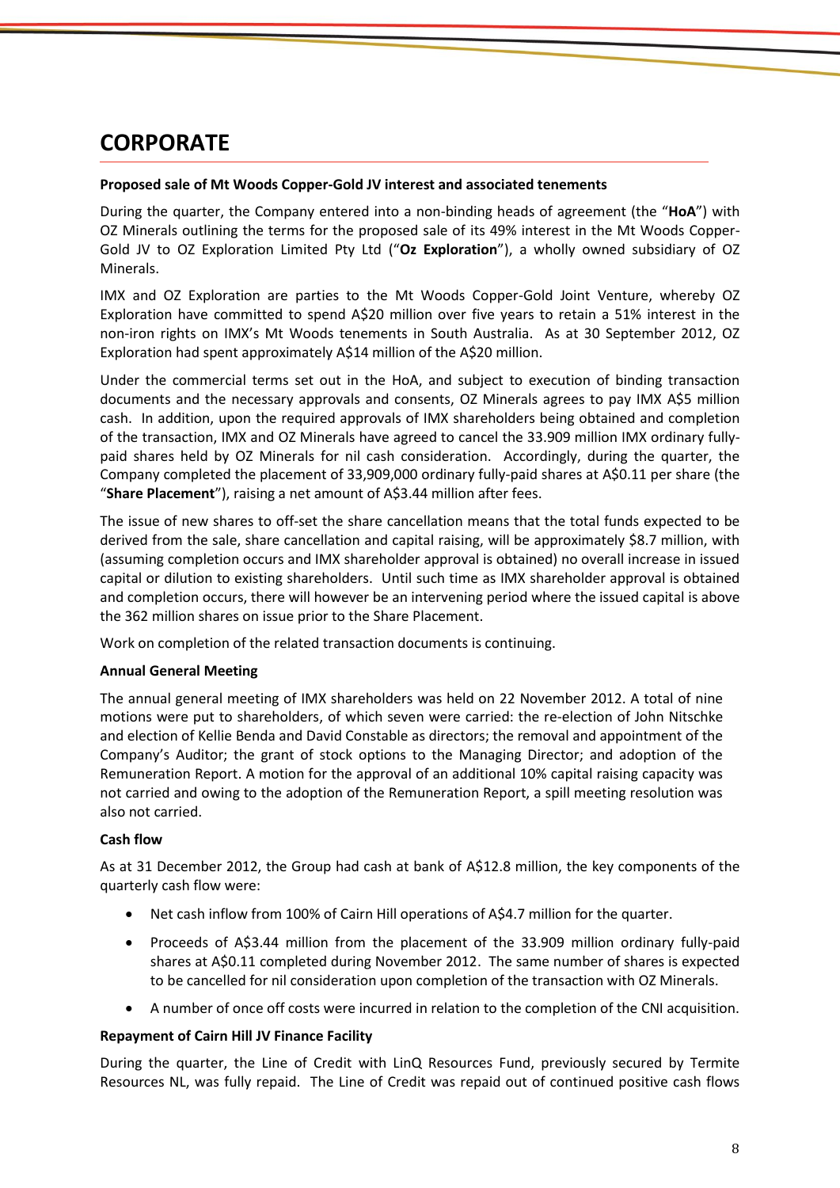# CORPORATE

**Proposed sale of Mt Woods Copper-Gold JV interest and associated tenements**

During the quarter, the Company entered into a non-binding heads of agreement (the "**HoA**") with OZ Minerals outlining the terms for the proposed sale of its 49% interest in the Mt Woods Copper-Gold JV to OZ Exploration Limited Pty Ltd ("**Oz Exploration**"), a wholly owned subsidiary of OZ Minerals.

IMX and OZ Exploration are parties to the Mt Woods Copper-Gold Joint Venture, whereby OZ Exploration have committed to spend A$20 million over five years to retain a 51% interest in the non-iron rights on IMX's Mt Woods tenements in South Australia. As at 30 September 2012, OZ Exploration had spent approximately A$14 million of the A$20 million.

Under the commercial terms set out in the HoA, and subject to execution of binding transaction documents and the necessary approvals and consents, OZ Minerals agrees to pay IMX A$5 million cash. In addition, upon the required approvals of IMX shareholders being obtained and completion of the transaction, IMX and OZ Minerals have agreed to cancel the 33.909 million IMX ordinary fully-paid shares held by OZ Minerals for nil cash consideration. Accordingly, during the quarter, the Company completed the placement of 33,909,000 ordinary fully-paid shares at A$0.11 per share (the "**Share Placement**"), raising a net amount of A$3.44 million after fees.

The issue of new shares to off-set the share cancellation means that the total funds expected to be derived from the sale, share cancellation and capital raising, will be approximately $8.7 million, with (assuming completion occurs and IMX shareholder approval is obtained) no overall increase in issued capital or dilution to existing shareholders. Until such time as IMX shareholder approval is obtained and completion occurs, there will however be an intervening period where the issued capital is above the 362 million shares on issue prior to the Share Placement.

Work on completion of the related transaction documents is continuing.

**Annual General Meeting**

The annual general meeting of IMX shareholders was held on 22 November 2012. A total of nine motions were put to shareholders, of which seven were carried: the re-election of John Nitschke and election of Kellie Benda and David Constable as directors; the removal and appointment of the Company's Auditor; the grant of stock options to the Managing Director; and adoption of the Remuneration Report. A motion for the approval of an additional 10% capital raising capacity was not carried and owing to the adoption of the Remuneration Report, a spill meeting resolution was also not carried.

**Cash flow**

As at 31 December 2012, the Group had cash at bank of A$12.8 million, the key components of the quarterly cash flow were:

- Net cash inflow from 100% of Cairn Hill operations of A$4.7 million for the quarter.
- Proceeds of A$3.44 million from the placement of the 33.909 million ordinary fully-paid shares at A$0.11 completed during November 2012. The same number of shares is expected to be cancelled for nil consideration upon completion of the transaction with OZ Minerals.
- A number of once off costs were incurred in relation to the completion of the CNI acquisition.

**Repayment of Cairn Hill JV Finance Facility**

During the quarter, the Line of Credit with LinQ Resources Fund, previously secured by Termite Resources NL, was fully repaid. The Line of Credit was repaid out of continued positive cash flows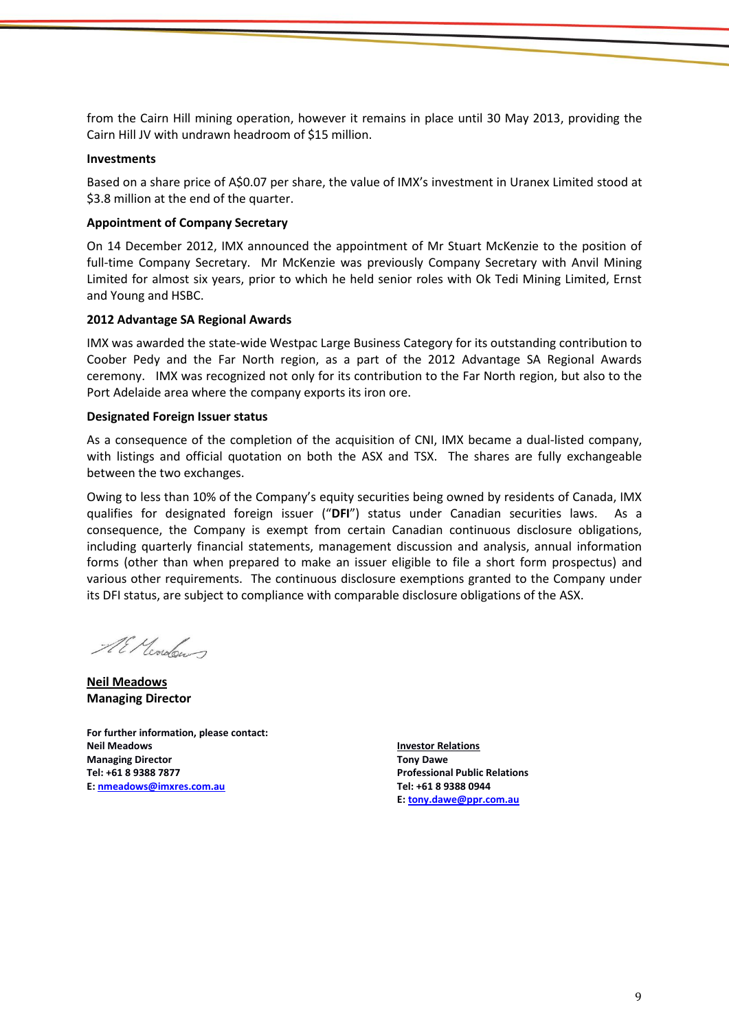from the Cairn Hill mining operation, however it remains in place until 30 May 2013, providing the Cairn Hill JV with undrawn headroom of $15 million.

**Investments**

Based on a share price of A$0.07 per share, the value of IMX's investment in Uranex Limited stood at $3.8 million at the end of the quarter.

**Appointment of Company Secretary**

On 14 December 2012, IMX announced the appointment of Mr Stuart McKenzie to the position of full-time Company Secretary. Mr McKenzie was previously Company Secretary with Anvil Mining Limited for almost six years, prior to which he held senior roles with Ok Tedi Mining Limited, Ernst and Young and HSBC.

**2012 Advantage SA Regional Awards**

IMX was awarded the state-wide Westpac Large Business Category for its outstanding contribution to Coober Pedy and the Far North region, as a part of the 2012 Advantage SA Regional Awards ceremony. IMX was recognized not only for its contribution to the Far North region, but also to the Port Adelaide area where the company exports its iron ore.

**Designated Foreign Issuer status**

As a consequence of the completion of the acquisition of CNI, IMX became a dual-listed company, with listings and official quotation on both the ASX and TSX. The shares are fully exchangeable between the two exchanges.

Owing to less than 10% of the Company's equity securities being owned by residents of Canada, IMX qualifies for designated foreign issuer ("**DFI**") status under Canadian securities laws. As a consequence, the Company is exempt from certain Canadian continuous disclosure obligations, including quarterly financial statements, management discussion and analysis, annual information forms (other than when prepared to make an issuer eligible to file a short form prospectus) and various other requirements. The continuous disclosure exemptions granted to the Company under its DFI status, are subject to compliance with comparable disclosure obligations of the ASX.

**Neil Meadows**
**Managing Director**

**For further information, please contact:**
**Neil Meadows**
**Managing Director**
**Tel: +61 8 9388 7877**
**E: nmeadows@imxres.com.au**

**Investor Relations**
**Tony Dawe**
**Professional Public Relations**
**Tel: +61 8 9388 0944**
**E: tony.dawe@ppr.com.au**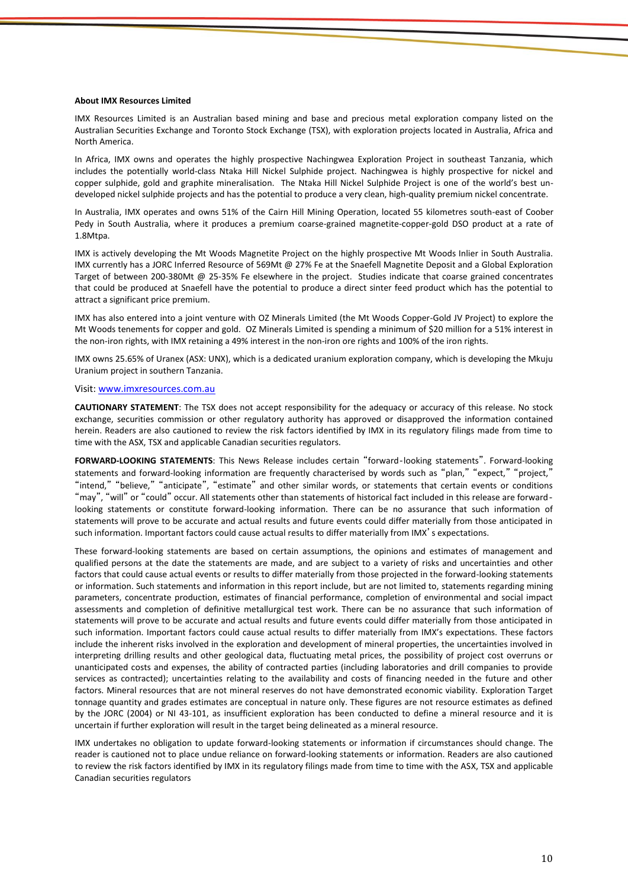**About IMX Resources Limited**

IMX Resources Limited is an Australian based mining and base and precious metal exploration company listed on the Australian Securities Exchange and Toronto Stock Exchange (TSX), with exploration projects located in Australia, Africa and North America.

In Africa, IMX owns and operates the highly prospective Nachingwea Exploration Project in southeast Tanzania, which includes the potentially world-class Ntaka Hill Nickel Sulphide project. Nachingwea is highly prospective for nickel and copper sulphide, gold and graphite mineralisation. The Ntaka Hill Nickel Sulphide Project is one of the world's best un-developed nickel sulphide projects and has the potential to produce a very clean, high-quality premium nickel concentrate.

In Australia, IMX operates and owns 51% of the Cairn Hill Mining Operation, located 55 kilometres south-east of Coober Pedy in South Australia, where it produces a premium coarse-grained magnetite-copper-gold DSO product at a rate of 1.8Mtpa.

IMX is actively developing the Mt Woods Magnetite Project on the highly prospective Mt Woods Inlier in South Australia. IMX currently has a JORC Inferred Resource of 569Mt @ 27% Fe at the Snaefell Magnetite Deposit and a Global Exploration Target of between 200-380Mt @ 25-35% Fe elsewhere in the project. Studies indicate that coarse grained concentrates that could be produced at Snaefell have the potential to produce a direct sinter feed product which has the potential to attract a significant price premium.

IMX has also entered into a joint venture with OZ Minerals Limited (the Mt Woods Copper-Gold JV Project) to explore the Mt Woods tenements for copper and gold. OZ Minerals Limited is spending a minimum of $20 million for a 51% interest in the non-iron rights, with IMX retaining a 49% interest in the non-iron ore rights and 100% of the iron rights.

IMX owns 25.65% of Uranex (ASX: UNX), which is a dedicated uranium exploration company, which is developing the Mkuju Uranium project in southern Tanzania.

Visit: www.imxresources.com.au

**CAUTIONARY STATEMENT**: The TSX does not accept responsibility for the adequacy or accuracy of this release. No stock exchange, securities commission or other regulatory authority has approved or disapproved the information contained herein. Readers are also cautioned to review the risk factors identified by IMX in its regulatory filings made from time to time with the ASX, TSX and applicable Canadian securities regulators.

**FORWARD-LOOKING STATEMENTS**: This News Release includes certain "forward-looking statements". Forward-looking statements and forward-looking information are frequently characterised by words such as "plan," "expect," "project," "intend," "believe," "anticipate", "estimate" and other similar words, or statements that certain events or conditions "may", "will" or "could" occur. All statements other than statements of historical fact included in this release are forward-looking statements or constitute forward-looking information. There can be no assurance that such information of statements will prove to be accurate and actual results and future events could differ materially from those anticipated in such information. Important factors could cause actual results to differ materially from IMX's expectations.

These forward-looking statements are based on certain assumptions, the opinions and estimates of management and qualified persons at the date the statements are made, and are subject to a variety of risks and uncertainties and other factors that could cause actual events or results to differ materially from those projected in the forward-looking statements or information. Such statements and information in this report include, but are not limited to, statements regarding mining parameters, concentrate production, estimates of financial performance, completion of environmental and social impact assessments and completion of definitive metallurgical test work. There can be no assurance that such information of statements will prove to be accurate and actual results and future events could differ materially from those anticipated in such information. Important factors could cause actual results to differ materially from IMX's expectations. These factors include the inherent risks involved in the exploration and development of mineral properties, the uncertainties involved in interpreting drilling results and other geological data, fluctuating metal prices, the possibility of project cost overruns or unanticipated costs and expenses, the ability of contracted parties (including laboratories and drill companies to provide services as contracted); uncertainties relating to the availability and costs of financing needed in the future and other factors. Mineral resources that are not mineral reserves do not have demonstrated economic viability. Exploration Target tonnage quantity and grades estimates are conceptual in nature only. These figures are not resource estimates as defined by the JORC (2004) or NI 43-101, as insufficient exploration has been conducted to define a mineral resource and it is uncertain if further exploration will result in the target being delineated as a mineral resource.

IMX undertakes no obligation to update forward-looking statements or information if circumstances should change. The reader is cautioned not to place undue reliance on forward-looking statements or information. Readers are also cautioned to review the risk factors identified by IMX in its regulatory filings made from time to time with the ASX, TSX and applicable Canadian securities regulators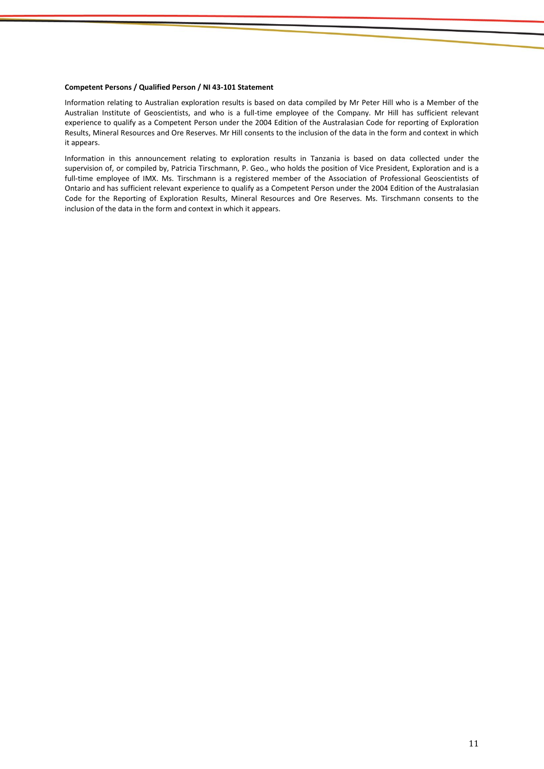**Competent Persons / Qualified Person / NI 43-101 Statement**

Information relating to Australian exploration results is based on data compiled by Mr Peter Hill who is a Member of the Australian Institute of Geoscientists, and who is a full-time employee of the Company. Mr Hill has sufficient relevant experience to qualify as a Competent Person under the 2004 Edition of the Australasian Code for reporting of Exploration Results, Mineral Resources and Ore Reserves. Mr Hill consents to the inclusion of the data in the form and context in which it appears.

Information in this announcement relating to exploration results in Tanzania is based on data collected under the supervision of, or compiled by, Patricia Tirschmann, P. Geo., who holds the position of Vice President, Exploration and is a full-time employee of IMX. Ms. Tirschmann is a registered member of the Association of Professional Geoscientists of Ontario and has sufficient relevant experience to qualify as a Competent Person under the 2004 Edition of the Australasian Code for the Reporting of Exploration Results, Mineral Resources and Ore Reserves. Ms. Tirschmann consents to the inclusion of the data in the form and context in which it appears.